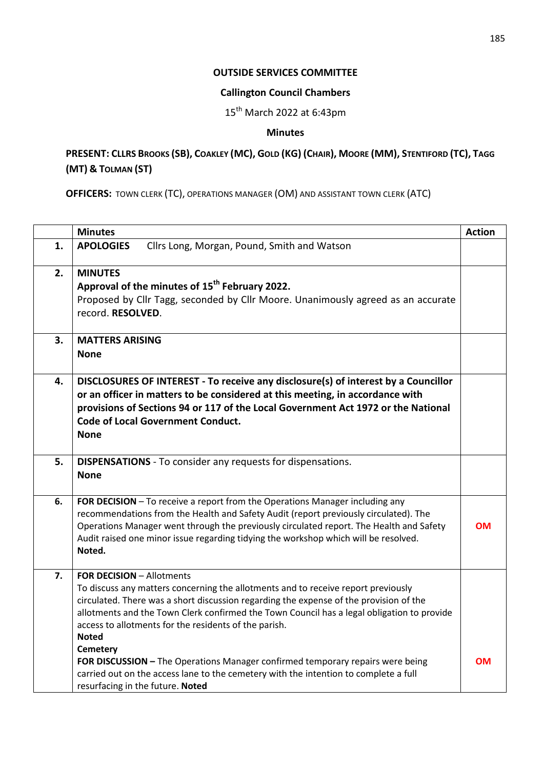**OUTSIDE SERVICES COMMITTEE**

**Callington Council Chambers**

15th March 2022 at 6:43pm

**Minutes**

**PRESENT: CLLRS BROOKS (SB), COAKLEY (MC), GOLD (KG) (CHAIR), MOORE (MM), STENTIFORD (TC), TAGG (MT) & TOLMAN (ST)**

**OFFICERS:** TOWN CLERK (TC), OPERATIONS MANAGER (OM) AND ASSISTANT TOWN CLERK (ATC)

| | Minutes | Action |
|---|---|---|
| **1.** | **APOLOGIES** Cllrs Long, Morgan, Pound, Smith and Watson | |
| **2.** | **MINUTES**<br>**Approval of the minutes of 15th February 2022.**<br>Proposed by Cllr Tagg, seconded by Cllr Moore. Unanimously agreed as an accurate record. **RESOLVED**. | |
| **3.** | **MATTERS ARISING**<br>**None** | |
| **4.** | **DISCLOSURES OF INTEREST - To receive any disclosure(s) of interest by a Councillor or an officer in matters to be considered at this meeting, in accordance with provisions of Sections 94 or 117 of the Local Government Act 1972 or the National Code of Local Government Conduct.**<br>**None** | |
| **5.** | **DISPENSATIONS** - To consider any requests for dispensations.<br>**None** | |
| **6.** | **FOR DECISION** – To receive a report from the Operations Manager including any recommendations from the Health and Safety Audit (report previously circulated). The Operations Manager went through the previously circulated report. The Health and Safety Audit raised one minor issue regarding tidying the workshop which will be resolved.<br>**Noted.** | **OM** |
| **7.** | **FOR DECISION** – Allotments<br>To discuss any matters concerning the allotments and to receive report previously circulated. There was a short discussion regarding the expense of the provision of the allotments and the Town Clerk confirmed the Town Council has a legal obligation to provide access to allotments for the residents of the parish.<br>**Noted**<br>**Cemetery**<br>**FOR DISCUSSION –** The Operations Manager confirmed temporary repairs were being carried out on the access lane to the cemetery with the intention to complete a full resurfacing in the future. **Noted** | **OM** |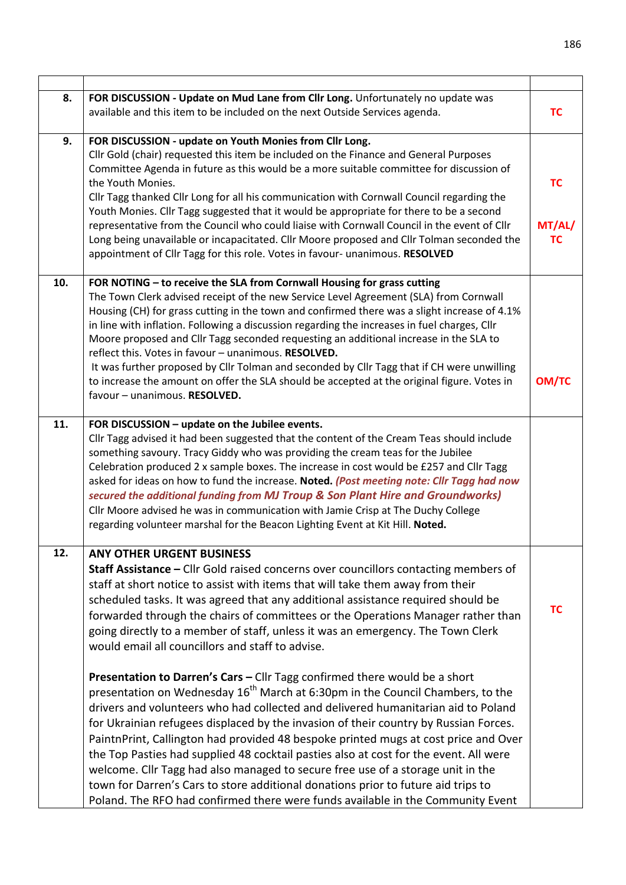| | | |
|---|---|---|
| **8.** | **FOR DISCUSSION - Update on Mud Lane from Cllr Long.** Unfortunately no update was available and this item to be included on the next Outside Services agenda. | **TC** |
| **9.** | **FOR DISCUSSION - update on Youth Monies from Cllr Long.**<br>Cllr Gold (chair) requested this item be included on the Finance and General Purposes Committee Agenda in future as this would be a more suitable committee for discussion of the Youth Monies.<br>Cllr Tagg thanked Cllr Long for all his communication with Cornwall Council regarding the Youth Monies. Cllr Tagg suggested that it would be appropriate for there to be a second representative from the Council who could liaise with Cornwall Council in the event of Cllr Long being unavailable or incapacitated. Cllr Moore proposed and Cllr Tolman seconded the appointment of Cllr Tagg for this role. Votes in favour- unanimous. **RESOLVED** | **TC**<br><br>**MT/AL/ TC** |
| **10.** | **FOR NOTING – to receive the SLA from Cornwall Housing for grass cutting**<br>The Town Clerk advised receipt of the new Service Level Agreement (SLA) from Cornwall Housing (CH) for grass cutting in the town and confirmed there was a slight increase of 4.1% in line with inflation. Following a discussion regarding the increases in fuel charges, Cllr Moore proposed and Cllr Tagg seconded requesting an additional increase in the SLA to reflect this. Votes in favour – unanimous. **RESOLVED.**<br>It was further proposed by Cllr Tolman and seconded by Cllr Tagg that if CH were unwilling to increase the amount on offer the SLA should be accepted at the original figure. Votes in favour – unanimous. **RESOLVED.** | **OM/TC** |
| **11.** | **FOR DISCUSSION – update on the Jubilee events.**<br>Cllr Tagg advised it had been suggested that the content of the Cream Teas should include something savoury. Tracy Giddy who was providing the cream teas for the Jubilee Celebration produced 2 x sample boxes. The increase in cost would be £257 and Cllr Tagg asked for ideas on how to fund the increase. **Noted.** ***(Post meeting note: Cllr Tagg had now secured the additional funding from MJ Troup & Son Plant Hire and Groundworks)***<br>Cllr Moore advised he was in communication with Jamie Crisp at The Duchy College regarding volunteer marshal for the Beacon Lighting Event at Kit Hill. **Noted.** | |
| **12.** | **ANY OTHER URGENT BUSINESS**<br>**Staff Assistance –** Cllr Gold raised concerns over councillors contacting members of staff at short notice to assist with items that will take them away from their scheduled tasks. It was agreed that any additional assistance required should be forwarded through the chairs of committees or the Operations Manager rather than going directly to a member of staff, unless it was an emergency. The Town Clerk would email all councillors and staff to advise.<br><br>**Presentation to Darren's Cars –** Cllr Tagg confirmed there would be a short presentation on Wednesday 16th March at 6:30pm in the Council Chambers, to the drivers and volunteers who had collected and delivered humanitarian aid to Poland for Ukrainian refugees displaced by the invasion of their country by Russian Forces. PaintnPrint, Callington had provided 48 bespoke printed mugs at cost price and Over the Top Pasties had supplied 48 cocktail pasties also at cost for the event. All were welcome. Cllr Tagg had also managed to secure free use of a storage unit in the town for Darren's Cars to store additional donations prior to future aid trips to Poland. The RFO had confirmed there were funds available in the Community Event | **TC** |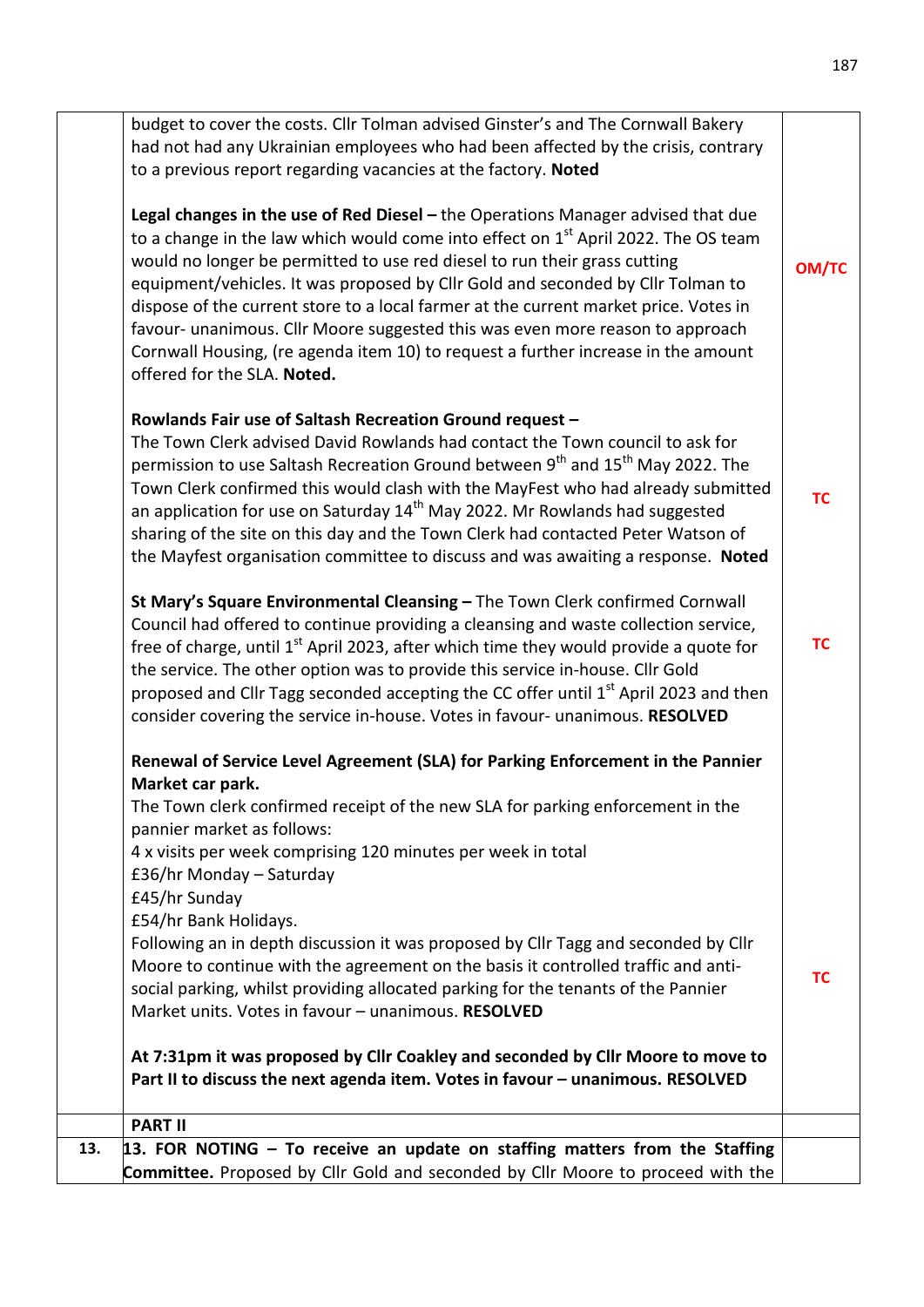| | | |
|---|---|---|
| | budget to cover the costs. Cllr Tolman advised Ginster's and The Cornwall Bakery had not had any Ukrainian employees who had been affected by the crisis, contrary to a previous report regarding vacancies at the factory. **Noted** | |
| | **Legal changes in the use of Red Diesel –** the Operations Manager advised that due to a change in the law which would come into effect on 1st April 2022. The OS team would no longer be permitted to use red diesel to run their grass cutting equipment/vehicles. It was proposed by Cllr Gold and seconded by Cllr Tolman to dispose of the current store to a local farmer at the current market price. Votes in favour- unanimous. Cllr Moore suggested this was even more reason to approach Cornwall Housing, (re agenda item 10) to request a further increase in the amount offered for the SLA. **Noted.** | **OM/TC** |
| | **Rowlands Fair use of Saltash Recreation Ground request –** The Town Clerk advised David Rowlands had contact the Town council to ask for permission to use Saltash Recreation Ground between 9th and 15th May 2022. The Town Clerk confirmed this would clash with the MayFest who had already submitted an application for use on Saturday 14th May 2022. Mr Rowlands had suggested sharing of the site on this day and the Town Clerk had contacted Peter Watson of the Mayfest organisation committee to discuss and was awaiting a response. **Noted** | **TC** |
| | **St Mary's Square Environmental Cleansing –** The Town Clerk confirmed Cornwall Council had offered to continue providing a cleansing and waste collection service, free of charge, until 1st April 2023, after which time they would provide a quote for the service. The other option was to provide this service in-house. Cllr Gold proposed and Cllr Tagg seconded accepting the CC offer until 1st April 2023 and then consider covering the service in-house. Votes in favour- unanimous. **RESOLVED** | **TC** |
| | **Renewal of Service Level Agreement (SLA) for Parking Enforcement in the Pannier Market car park.** The Town clerk confirmed receipt of the new SLA for parking enforcement in the pannier market as follows: 4 x visits per week comprising 120 minutes per week in total £36/hr Monday – Saturday £45/hr Sunday £54/hr Bank Holidays. Following an in depth discussion it was proposed by Cllr Tagg and seconded by Cllr Moore to continue with the agreement on the basis it controlled traffic and anti-social parking, whilst providing allocated parking for the tenants of the Pannier Market units. Votes in favour – unanimous. **RESOLVED** | **TC** |
| | **At 7:31pm it was proposed by Cllr Coakley and seconded by Cllr Moore to move to Part II to discuss the next agenda item. Votes in favour – unanimous. RESOLVED** | |
| | **PART II** | |
| **13.** | **13. FOR NOTING – To receive an update on staffing matters from the Staffing Committee.** Proposed by Cllr Gold and seconded by Cllr Moore to proceed with the | |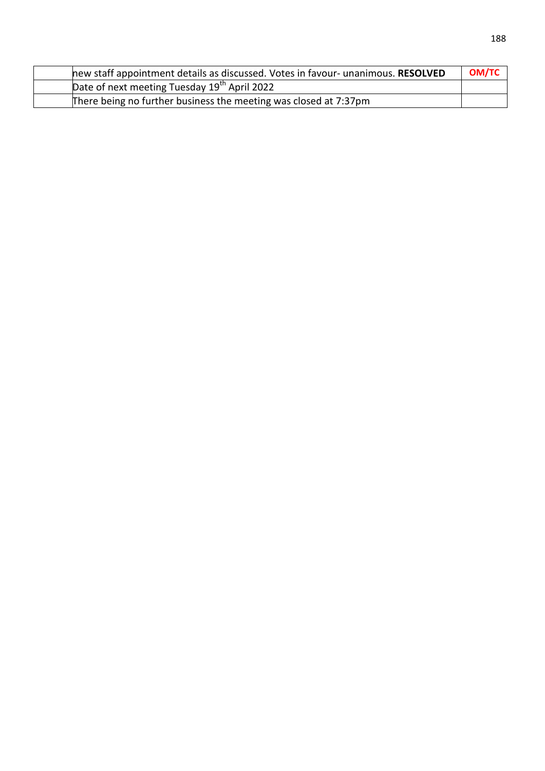| | | |
|---|---|---|
| | new staff appointment details as discussed. Votes in favour- unanimous. **RESOLVED** | **OM/TC** |
| | Date of next meeting Tuesday 19th April 2022 | |
| | There being no further business the meeting was closed at 7:37pm | |